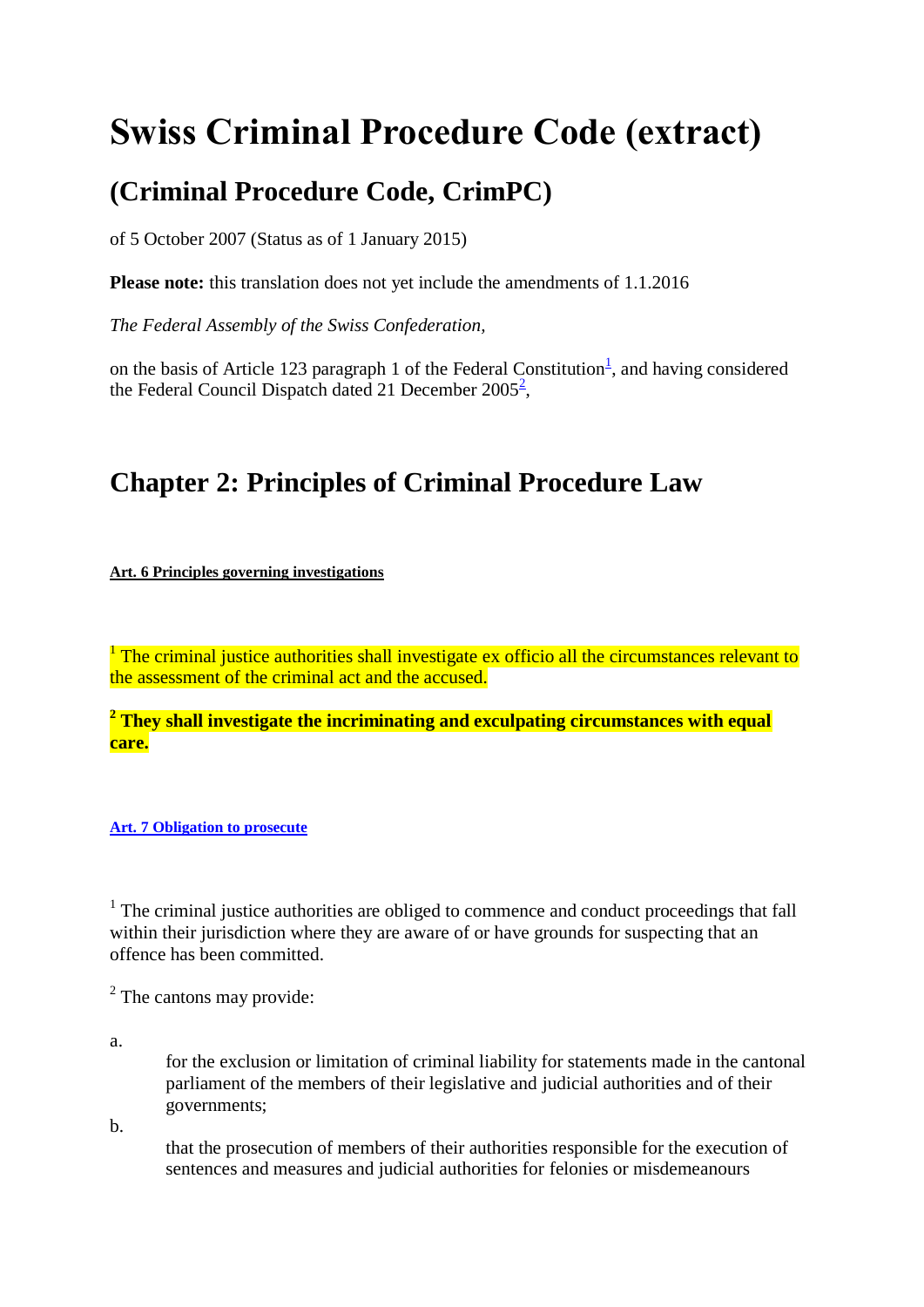# Swiss Criminal Procedure Code (extract)

## (Criminal Procedure Code, CrimPC)

of 5 October 2007 (Status as of 1 January 2015)

**Please note:** this translation does not yet include the amendments of 1.1.2016

*The Federal Assembly of the Swiss Confederation,*

on the basis of Article 123 paragraph 1 of the Federal Constitution[1], and having considered the Federal Council Dispatch dated 21 December 2005[2],

## Chapter 2: Principles of Criminal Procedure Law

**Art. 6 Principles governing investigations**

[1] The criminal justice authorities shall investigate ex officio all the circumstances relevant to the assessment of the criminal act and the accused.

**[2] They shall investigate the incriminating and exculpating circumstances with equal care.**

**Art. 7 Obligation to prosecute**

[1] The criminal justice authorities are obliged to commence and conduct proceedings that fall within their jurisdiction where they are aware of or have grounds for suspecting that an offence has been committed.

[2] The cantons may provide:

a. for the exclusion or limitation of criminal liability for statements made in the cantonal parliament of the members of their legislative and judicial authorities and of their governments;

b. that the prosecution of members of their authorities responsible for the execution of sentences and measures and judicial authorities for felonies or misdemeanours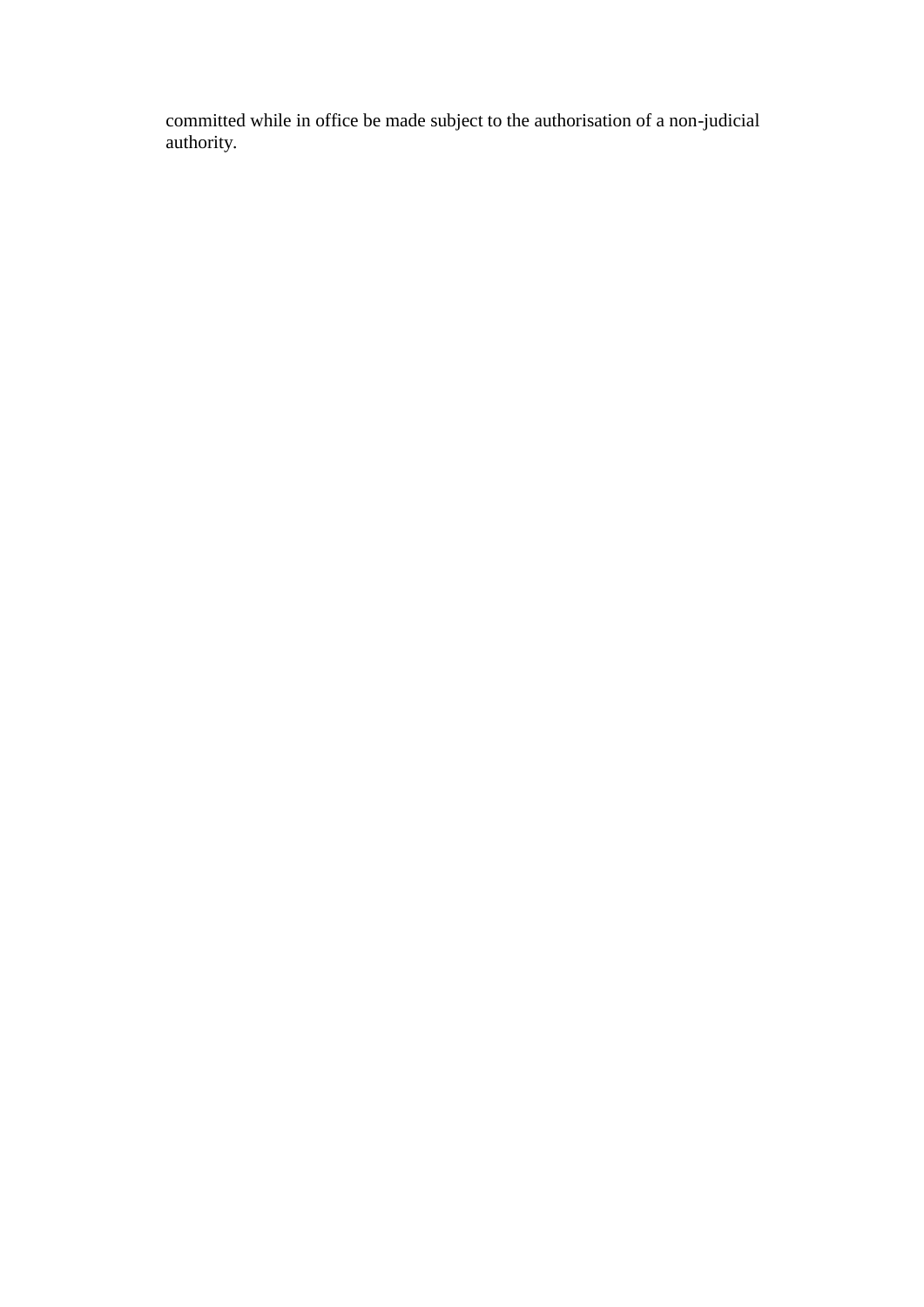committed while in office be made subject to the authorisation of a non-judicial authority.